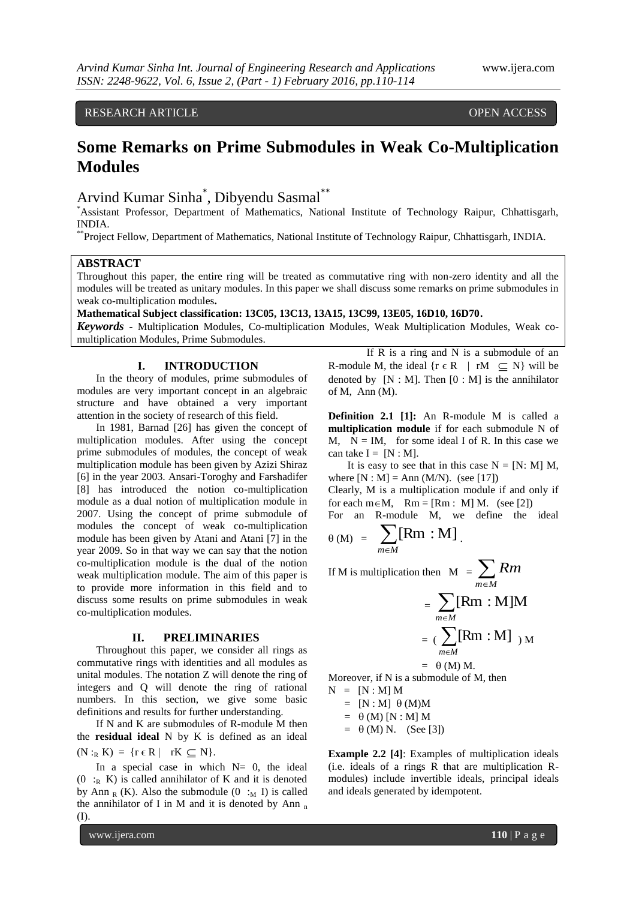RESEARCH ARTICLE OPEN ACCESS

# Some Remarks on Prime Submodules in Weak Co-Multiplication Modules

Arvind Kumar Sinha[*], Dibyendu Sasmal[**]

[*]Assistant Professor, Department of Mathematics, National Institute of Technology Raipur, Chhattisgarh, INDIA.

[**]Project Fellow, Department of Mathematics, National Institute of Technology Raipur, Chhattisgarh, INDIA.

## ABSTRACT

Throughout this paper, the entire ring will be treated as commutative ring with non-zero identity and all the modules will be treated as unitary modules. In this paper we shall discuss some remarks on prime submodules in weak co-multiplication modules**.**

**Mathematical Subject classification: 13C05, 13C13, 13A15, 13C99, 13E05, 16D10, 16D70.**

***Keywords*** - Multiplication Modules, Co-multiplication Modules, Weak Multiplication Modules, Weak co-multiplication Modules, Prime Submodules.

## I. INTRODUCTION

In the theory of modules, prime submodules of modules are very important concept in an algebraic structure and have obtained a very important attention in the society of research of this field.

In 1981, Barnad [26] has given the concept of multiplication modules. After using the concept prime submodules of modules, the concept of weak multiplication module has been given by Azizi Shiraz [6] in the year 2003. Ansari-Toroghy and Farshadifer [8] has introduced the notion co-multiplication module as a dual notion of multiplication module in 2007. Using the concept of prime submodule of modules the concept of weak co-multiplication module has been given by Atani and Atani [7] in the year 2009. So in that way we can say that the notion co-multiplication module is the dual of the notion weak multiplication module. The aim of this paper is to provide more information in this field and to discuss some results on prime submodules in weak co-multiplication modules.

## II. PRELIMINARIES

Throughout this paper, we consider all rings as commutative rings with identities and all modules as unital modules. The notation Z will denote the ring of integers and Q will denote the ring of rational numbers. In this section, we give some basic definitions and results for further understanding.

If N and K are submodules of R-module M then the **residual ideal** N by K is defined as an ideal $(N :_R K) = \{r \in R \mid rK \subseteq N\}$.

In a special case in which N= 0, the ideal $(0 :_R K)$ is called annihilator of K and it is denoted by $\text{Ann}_R(K)$. Also the submodule $(0 :_M I)$ is called the annihilator of I in M and it is denoted by $\text{Ann}_n(I)$.

If R is a ring and N is a submodule of an R-module M, the ideal $\{r \in R \mid rM \subseteq N\}$ will be denoted by $[N : M]$. Then $[0 : M]$ is the annihilator of M, Ann (M).

**Definition 2.1 [1]:** An R-module M is called a **multiplication module** if for each submodule N of M, $N = IM$, for some ideal I of R. In this case we can take $I = [N : M]$.

It is easy to see that in this case $N = [N: M] M$, where $[N : M] = \text{Ann}(M/N)$. (see [17])

Clearly, M is a multiplication module if and only if for each $m \in M$, $Rm = [Rm : M] M$. (see [2])

For an R-module M, we define the ideal $\theta(M) = \sum_{m \in M} [Rm : M]$.

If M is multiplication then

$$M = \sum_{m \in M} Rm = \sum_{m \in M} [Rm : M]M = \left(\sum_{m \in M} [Rm : M]\right) M = \theta(M) M.$$

Moreover, if N is a submodule of M, then

$$N = [N : M] M = [N : M]\ \theta(M)M = \theta(M)\ [N : M]\ M = \theta(M)\ N. \quad \text{(See [3])}$$

**Example 2.2 [4]**: Examples of multiplication ideals (i.e. ideals of a rings R that are multiplication R-modules) include invertible ideals, principal ideals and ideals generated by idempotent.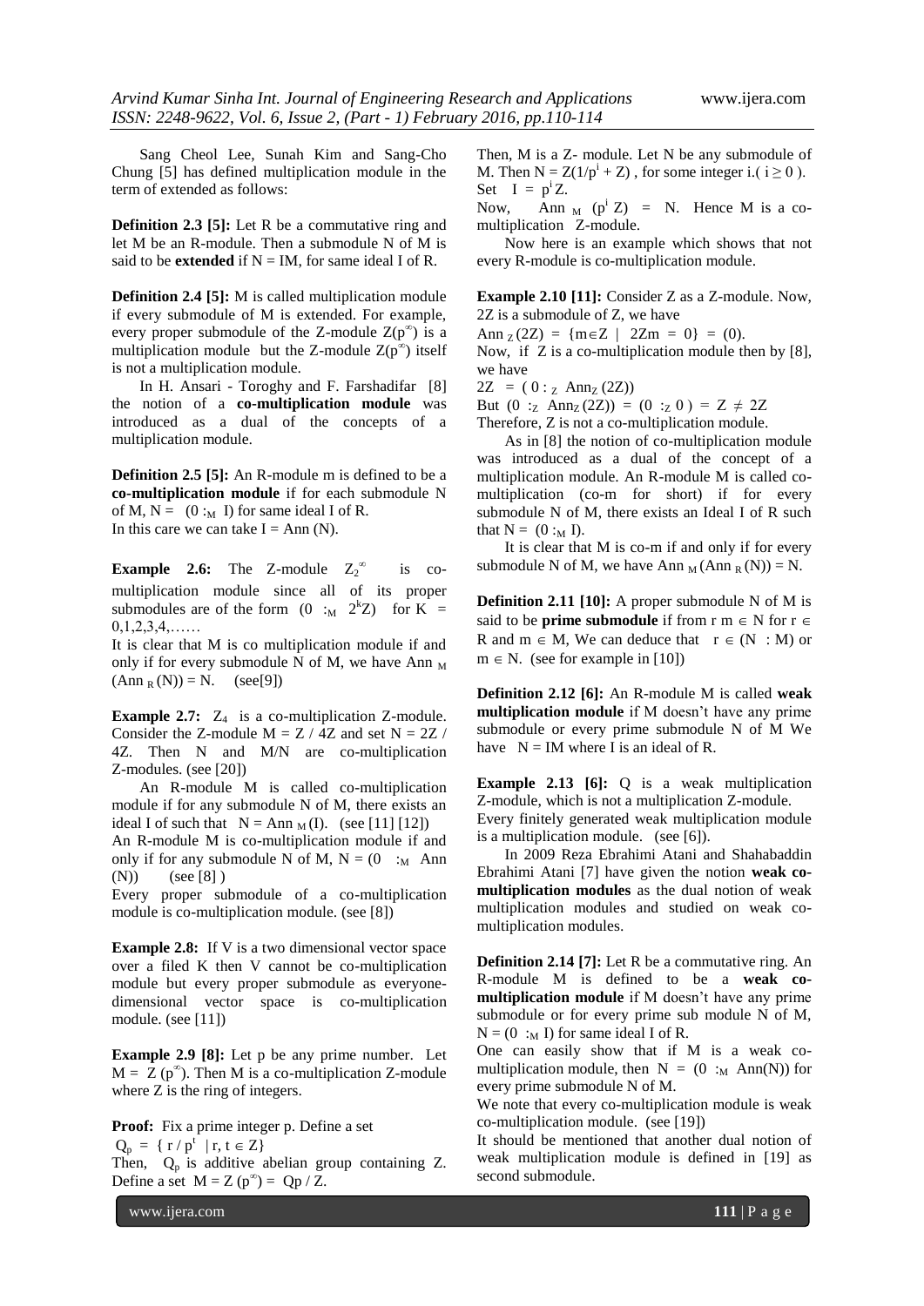Sang Cheol Lee, Sunah Kim and Sang-Cho Chung [5] has defined multiplication module in the term of extended as follows:

**Definition 2.3 [5]:** Let R be a commutative ring and let M be an R-module. Then a submodule N of M is said to be **extended** if N = IM, for same ideal I of R.

**Definition 2.4 [5]:** M is called multiplication module if every submodule of M is extended. For example, every proper submodule of the Z-module $Z(p^{\infty})$ is a multiplication module but the Z-module $Z(p^{\infty})$ itself is not a multiplication module.

In H. Ansari - Toroghy and F. Farshadifar [8] the notion of a **co-multiplication module** was introduced as a dual of the concepts of a multiplication module.

**Definition 2.5 [5]:** An R-module m is defined to be a **co-multiplication module** if for each submodule N of M, $N = (0 :_M I)$ for same ideal I of R.
In this care we can take I = Ann (N).

**Example 2.6:** The Z-module $Z_2^{\infty}$ is co-multiplication module since all of its proper submodules are of the form $(0 :_M 2^k Z)$ for K = 0,1,2,3,4,……

It is clear that M is co multiplication module if and only if for every submodule N of M, we have $\text{Ann}_M(\text{Ann}_R(N)) = N$. (see[9])

**Example 2.7:** $Z_4$ is a co-multiplication Z-module. Consider the Z-module M = Z / 4Z and set N = 2Z / 4Z. Then N and M/N are co-multiplication Z-modules. (see [20])

An R-module M is called co-multiplication module if for any submodule N of M, there exists an ideal I of such that $N = \text{Ann}_M(I)$. (see [11] [12])

An R-module M is co-multiplication module if and only if for any submodule N of M, $N = (0 :_M \text{Ann}(N))$ (see [8] )

Every proper submodule of a co-multiplication module is co-multiplication module. (see [8])

**Example 2.8:** If V is a two dimensional vector space over a filed K then V cannot be co-multiplication module but every proper submodule as everyone-dimensional vector space is co-multiplication module. (see [11])

**Example 2.9 [8]:** Let p be any prime number. Let $M = Z(p^{\infty})$. Then M is a co-multiplication Z-module where Z is the ring of integers.

**Proof:** Fix a prime integer p. Define a set

$Q_p = \{ r / p^t \mid r, t \in Z\}$

Then, $Q_p$ is additive abelian group containing Z. Define a set $M = Z(p^{\infty}) = Qp / Z$.

Then, M is a Z- module. Let N be any submodule of M. Then $N = Z(1/p^i + Z)$, for some integer i.( $i \geq 0$ ).

Set $I = p^i Z$.

Now, $\text{Ann}_M(p^i Z) = N$. Hence M is a co-multiplication Z-module.

Now here is an example which shows that not every R-module is co-multiplication module.

**Example 2.10 [11]:** Consider Z as a Z-module. Now, 2Z is a submodule of Z, we have

$\text{Ann}_Z(2Z) = \{m \in Z \mid 2Zm = 0\} = (0)$.

Now, if Z is a co-multiplication module then by [8], we have

$2Z = (0 :_Z \text{Ann}_Z(2Z))$

But $(0 :_Z \text{Ann}_Z(2Z)) = (0 :_Z 0) = Z \neq 2Z$

Therefore, Z is not a co-multiplication module.

As in [8] the notion of co-multiplication module was introduced as a dual of the concept of a multiplication module. An R-module M is called co-multiplication (co-m for short) if for every submodule N of M, there exists an Ideal I of R such that $N = (0 :_M I)$.

It is clear that M is co-m if and only if for every submodule N of M, we have $\text{Ann}_M(\text{Ann}_R(N)) = N$.

**Definition 2.11 [10]:** A proper submodule N of M is said to be **prime submodule** if from $r m \in N$ for $r \in R$ and $m \in M$, We can deduce that $r \in (N : M)$ or $m \in N$. (see for example in [10])

**Definition 2.12 [6]:** An R-module M is called **weak multiplication module** if M doesn't have any prime submodule or every prime submodule N of M We have N = IM where I is an ideal of R.

**Example 2.13 [6]:** Q is a weak multiplication Z-module, which is not a multiplication Z-module.

Every finitely generated weak multiplication module is a multiplication module. (see [6]).

In 2009 Reza Ebrahimi Atani and Shahabaddin Ebrahimi Atani [7] have given the notion **weak co-multiplication modules** as the dual notion of weak multiplication modules and studied on weak co-multiplication modules.

**Definition 2.14 [7]:** Let R be a commutative ring. An R-module M is defined to be a **weak co-multiplication module** if M doesn't have any prime submodule or for every prime sub module N of M, $N = (0 :_M I)$ for same ideal I of R.

One can easily show that if M is a weak co-multiplication module, then $N = (0 :_M \text{Ann}(N))$ for every prime submodule N of M.

We note that every co-multiplication module is weak co-multiplication module. (see [19])

It should be mentioned that another dual notion of weak multiplication module is defined in [19] as second submodule.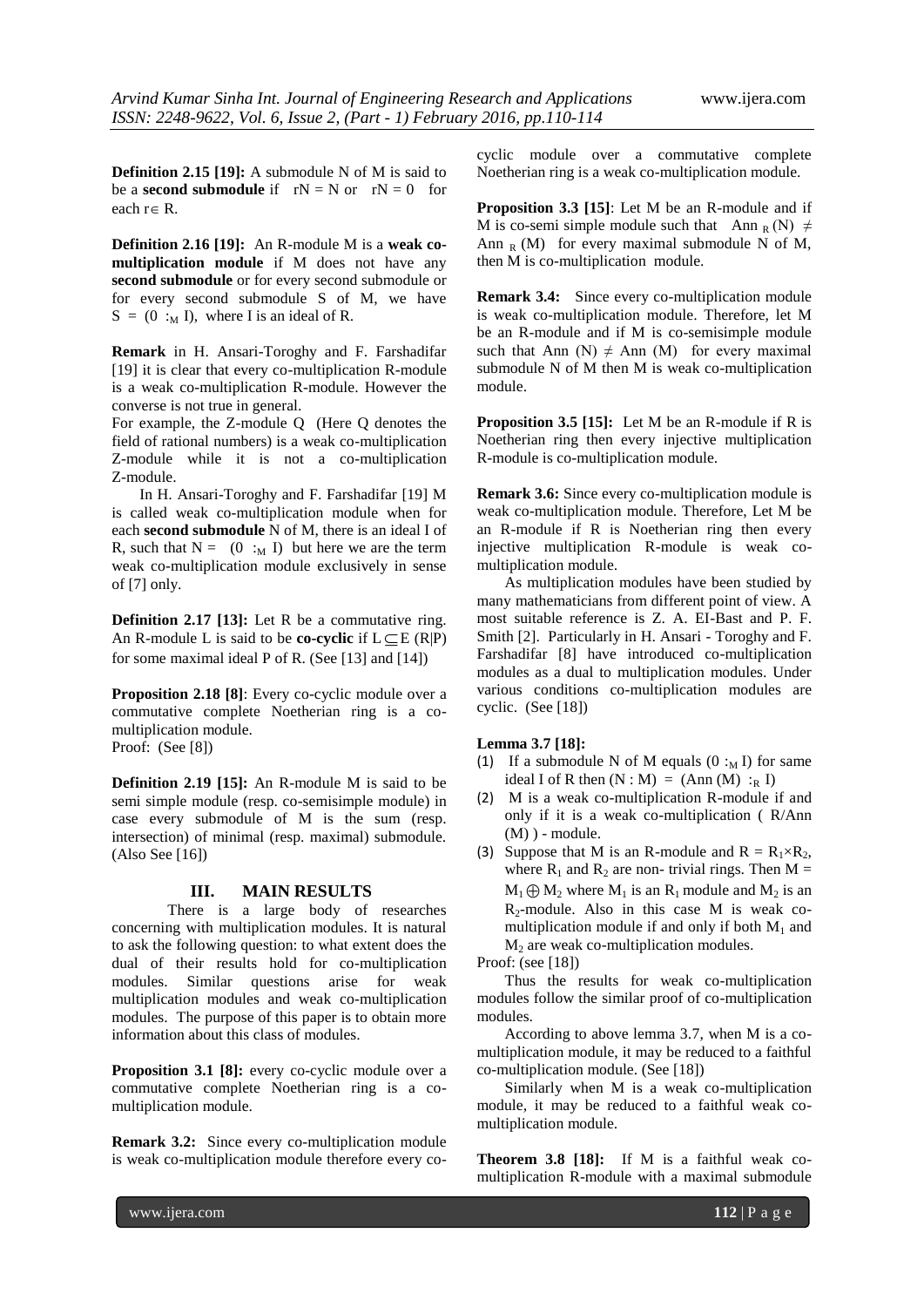**Definition 2.15 [19]:** A submodule N of M is said to be a **second submodule** if $rN = N$ or $rN = 0$ for each $r \in R$.

**Definition 2.16 [19]:** An R-module M is a **weak co-multiplication module** if M does not have any **second submodule** or for every second submodule or for every second submodule S of M, we have $S = (0 :_M I)$, where I is an ideal of R.

**Remark** in H. Ansari-Toroghy and F. Farshadifar [19] it is clear that every co-multiplication R-module is a weak co-multiplication R-module. However the converse is not true in general.

For example, the Z-module Q (Here Q denotes the field of rational numbers) is a weak co-multiplication Z-module while it is not a co-multiplication Z-module.

In H. Ansari-Toroghy and F. Farshadifar [19] M is called weak co-multiplication module when for each **second submodule** N of M, there is an ideal I of R, such that $N = (0 :_M I)$ but here we are the term weak co-multiplication module exclusively in sense of [7] only.

**Definition 2.17 [13]:** Let R be a commutative ring. An R-module L is said to be **co-cyclic** if $L \subseteq E(R|P)$ for some maximal ideal P of R. (See [13] and [14])

**Proposition 2.18 [8]**: Every co-cyclic module over a commutative complete Noetherian ring is a co-multiplication module.
Proof: (See [8])

**Definition 2.19 [15]:** An R-module M is said to be semi simple module (resp. co-semisimple module) in case every submodule of M is the sum (resp. intersection) of minimal (resp. maximal) submodule. (Also See [16])

## III. MAIN RESULTS

There is a large body of researches concerning with multiplication modules. It is natural to ask the following question: to what extent does the dual of their results hold for co-multiplication modules. Similar questions arise for weak multiplication modules and weak co-multiplication modules. The purpose of this paper is to obtain more information about this class of modules.

**Proposition 3.1 [8]:** every co-cyclic module over a commutative complete Noetherian ring is a co-multiplication module.

**Remark 3.2:** Since every co-multiplication module is weak co-multiplication module therefore every co-cyclic module over a commutative complete Noetherian ring is a weak co-multiplication module.

**Proposition 3.3 [15]**: Let M be an R-module and if M is co-semi simple module such that $\text{Ann}_R(N) \neq \text{Ann}_R(M)$ for every maximal submodule N of M, then M is co-multiplication module.

**Remark 3.4:** Since every co-multiplication module is weak co-multiplication module. Therefore, let M be an R-module and if M is co-semisimple module such that $\text{Ann}(N) \neq \text{Ann}(M)$ for every maximal submodule N of M then M is weak co-multiplication module.

**Proposition 3.5 [15]:** Let M be an R-module if R is Noetherian ring then every injective multiplication R-module is co-multiplication module.

**Remark 3.6:** Since every co-multiplication module is weak co-multiplication module. Therefore, Let M be an R-module if R is Noetherian ring then every injective multiplication R-module is weak co-multiplication module.

As multiplication modules have been studied by many mathematicians from different point of view. A most suitable reference is Z. A. EI-Bast and P. F. Smith [2]. Particularly in H. Ansari - Toroghy and F. Farshadifar [8] have introduced co-multiplication modules as a dual to multiplication modules. Under various conditions co-multiplication modules are cyclic. (See [18])

**Lemma 3.7 [18]:**

(1) If a submodule N of M equals $(0 :_M I)$ for same ideal I of R then $(N : M) = (\text{Ann}(M) :_R I)$
(2) M is a weak co-multiplication R-module if and only if it is a weak co-multiplication ( R/Ann (M) ) - module.
(3) Suppose that M is an R-module and $R = R_1 \times R_2$, where $R_1$ and $R_2$ are non- trivial rings. Then $M = M_1 \oplus M_2$ where $M_1$ is an $R_1$ module and $M_2$ is an $R_2$-module. Also in this case M is weak co-multiplication module if and only if both $M_1$ and $M_2$ are weak co-multiplication modules.

Proof: (see [18])

Thus the results for weak co-multiplication modules follow the similar proof of co-multiplication modules.

According to above lemma 3.7, when M is a co-multiplication module, it may be reduced to a faithful co-multiplication module. (See [18])

Similarly when M is a weak co-multiplication module, it may be reduced to a faithful weak co-multiplication module.

**Theorem 3.8 [18]:** If M is a faithful weak co-multiplication R-module with a maximal submodule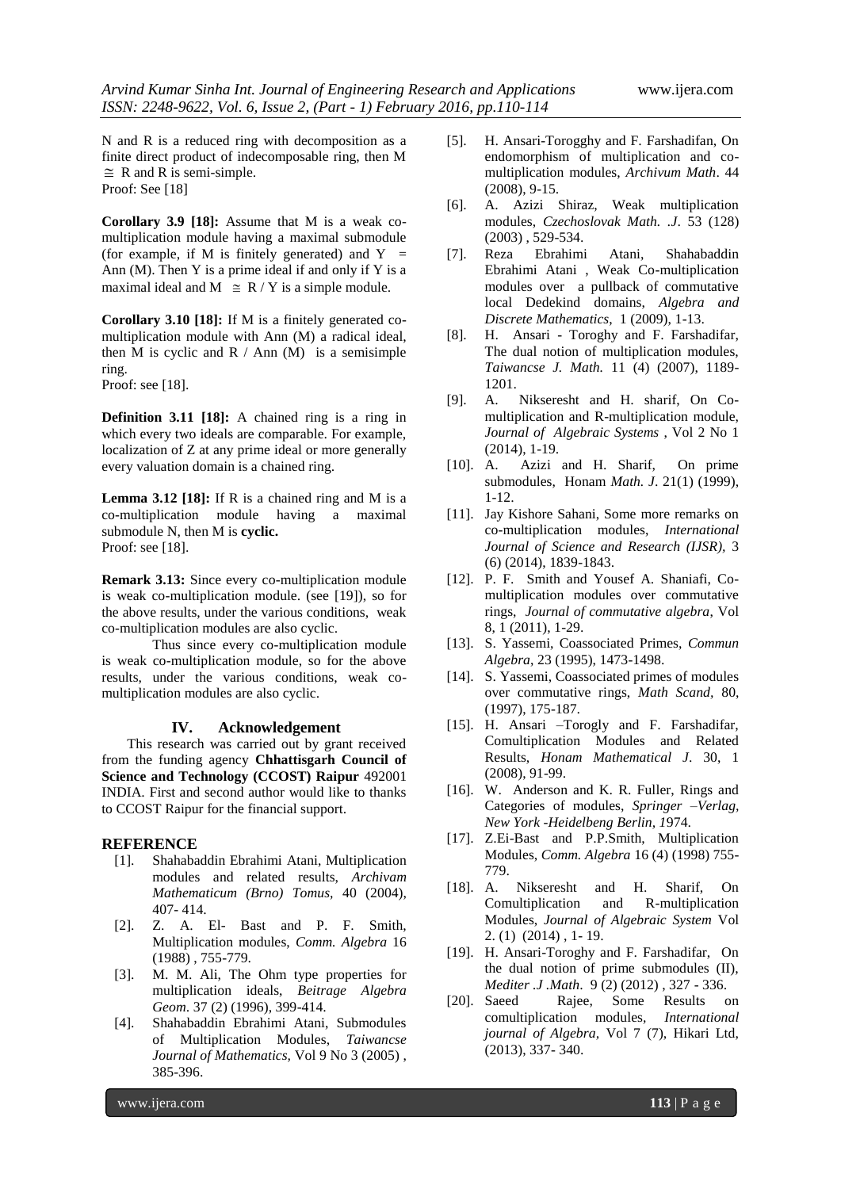N and R is a reduced ring with decomposition as a finite direct product of indecomposable ring, then M $\cong$ R and R is semi-simple.
Proof: See [18]

**Corollary 3.9 [18]:** Assume that M is a weak co-multiplication module having a maximal submodule (for example, if M is finitely generated) and Y = Ann (M). Then Y is a prime ideal if and only if Y is a maximal ideal and M $\cong$ R / Y is a simple module.

**Corollary 3.10 [18]:** If M is a finitely generated co-multiplication module with Ann (M) a radical ideal, then M is cyclic and R / Ann (M) is a semisimple ring.
Proof: see [18].

**Definition 3.11 [18]:** A chained ring is a ring in which every two ideals are comparable. For example, localization of Z at any prime ideal or more generally every valuation domain is a chained ring.

**Lemma 3.12 [18]:** If R is a chained ring and M is a co-multiplication module having a maximal submodule N, then M is **cyclic.**
Proof: see [18].

**Remark 3.13:** Since every co-multiplication module is weak co-multiplication module. (see [19]), so for the above results, under the various conditions, weak co-multiplication modules are also cyclic.

Thus since every co-multiplication module is weak co-multiplication module, so for the above results, under the various conditions, weak co-multiplication modules are also cyclic.

## IV. Acknowledgement

This research was carried out by grant received from the funding agency **Chhattisgarh Council of Science and Technology (CCOST) Raipur** 492001 INDIA. First and second author would like to thanks to CCOST Raipur for the financial support.

## REFERENCE

[1]. Shahabaddin Ebrahimi Atani, Multiplication modules and related results, *Archivam Mathematicum (Brno) Tomus*, 40 (2004), 407- 414.

[2]. Z. A. El- Bast and P. F. Smith, Multiplication modules, *Comm. Algebra* 16 (1988) , 755-779.

[3]. M. M. Ali, The Ohm type properties for multiplication ideals, *Beitrage Algebra Geom*. 37 (2) (1996), 399-414.

[4]. Shahabaddin Ebrahimi Atani, Submodules of Multiplication Modules, *Taiwancse Journal of Mathematics,* Vol 9 No 3 (2005) , 385-396.

[5]. H. Ansari-Torogghy and F. Farshadifan, On endomorphism of multiplication and co-multiplication modules, *Archivum Math*. 44 (2008), 9-15.

[6]. A. Azizi Shiraz, Weak multiplication modules, *Czechoslovak Math. .J*. 53 (128) (2003) , 529-534.

[7]. Reza Ebrahimi Atani, Shahabaddin Ebrahimi Atani , Weak Co-multiplication modules over a pullback of commutative local Dedekind domains, *Algebra and Discrete Mathematics*, 1 (2009), 1-13.

[8]. H. Ansari - Toroghy and F. Farshadifar, The dual notion of multiplication modules, *Taiwancse J. Math.* 11 (4) (2007), 1189-1201.

[9]. A. Nikseresht and H. sharif, On Co-multiplication and R-multiplication module, *Journal of Algebraic Systems* , Vol 2 No 1 (2014), 1-19.

[10]. A. Azizi and H. Sharif, On prime submodules, Honam *Math. J*. 21(1) (1999), 1-12.

[11]. Jay Kishore Sahani, Some more remarks on co-multiplication modules, *International Journal of Science and Research (IJSR)*, 3 (6) (2014), 1839-1843.

[12]. P. F. Smith and Yousef A. Shaniafi, Co-multiplication modules over commutative rings, *Journal of commutative algebra*, Vol 8, 1 (2011), 1-29.

[13]. S. Yassemi, Coassociated Primes, *Commun Algebra*, 23 (1995), 1473-1498.

[14]. S. Yassemi, Coassociated primes of modules over commutative rings, *Math Scand*, 80, (1997), 175-187.

[15]. H. Ansari –Torogly and F. Farshadifar, Comultiplication Modules and Related Results, *Honam Mathematical J*. 30, 1 (2008), 91-99.

[16]. W. Anderson and K. R. Fuller, Rings and Categories of modules, *Springer –Verlag, New York -Heidelbeng Berlin, 1*974.

[17]. Z.Ei-Bast and P.P.Smith, Multiplication Modules, *Comm. Algebra* 16 (4) (1998) 755-779.

[18]. A. Nikseresht and H. Sharif, On Comultiplication and R-multiplication Modules, *Journal of Algebraic System* Vol 2. (1) (2014) , 1- 19.

[19]. H. Ansari-Toroghy and F. Farshadifar, On the dual notion of prime submodules (II), *Mediter .J .Math*. 9 (2) (2012) , 327 - 336.

[20]. Saeed Rajee, Some Results on comultiplication modules, *International journal of Algebra,* Vol 7 (7), Hikari Ltd, (2013), 337- 340.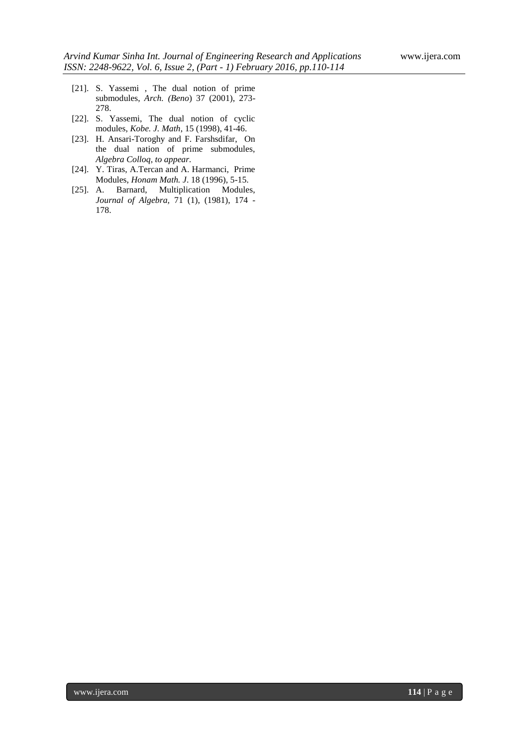[21]. S. Yassemi , The dual notion of prime submodules, *Arch. (Beno*) 37 (2001), 273-278.

[22]. S. Yassemi, The dual notion of cyclic modules, *Kobe. J. Math*, 15 (1998), 41-46.

[23]. H. Ansari-Toroghy and F. Farshsdifar, On the dual nation of prime submodules, *Algebra Colloq, to appear.*

[24]. Y. Tiras, A.Tercan and A. Harmanci, Prime Modules, *Honam Math. J*. 18 (1996), 5-15.

[25]. A. Barnard, Multiplication Modules, *Journal of Algebra,* 71 (1), (1981), 174 - 178.